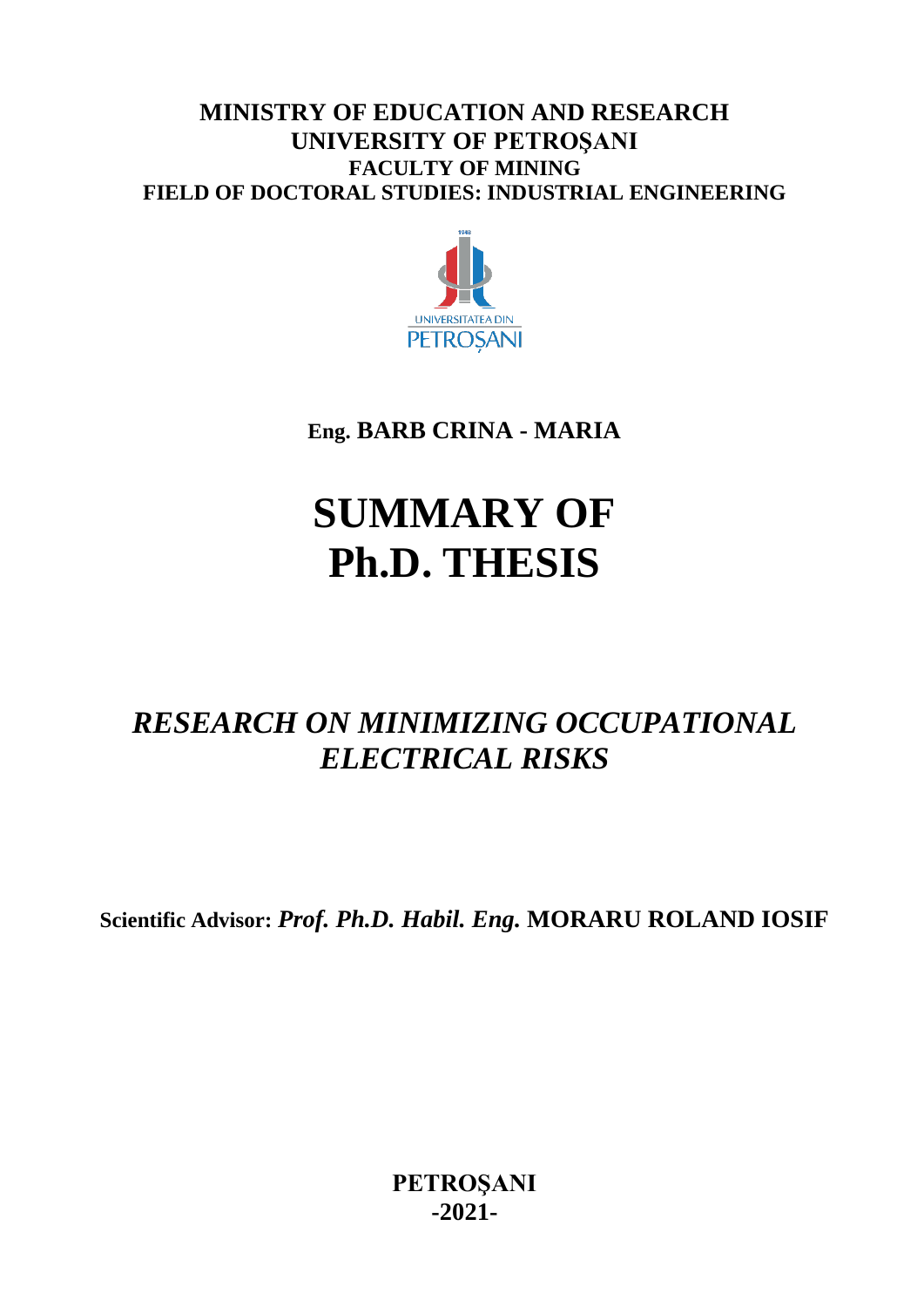**MINISTRY OF EDUCATION AND RESEARCH**
**UNIVERSITY OF PETROŞANI**
**FACULTY OF MINING**
**FIELD OF DOCTORAL STUDIES: INDUSTRIAL ENGINEERING**

**Eng. BARB CRINA - MARIA**

# SUMMARY OF Ph.D. THESIS

## *RESEARCH ON MINIMIZING OCCUPATIONAL ELECTRICAL RISKS*

**Scientific Advisor:** ***Prof. Ph.D. Habil. Eng.*** **MORARU ROLAND IOSIF**

**PETROŞANI**
**-2021-**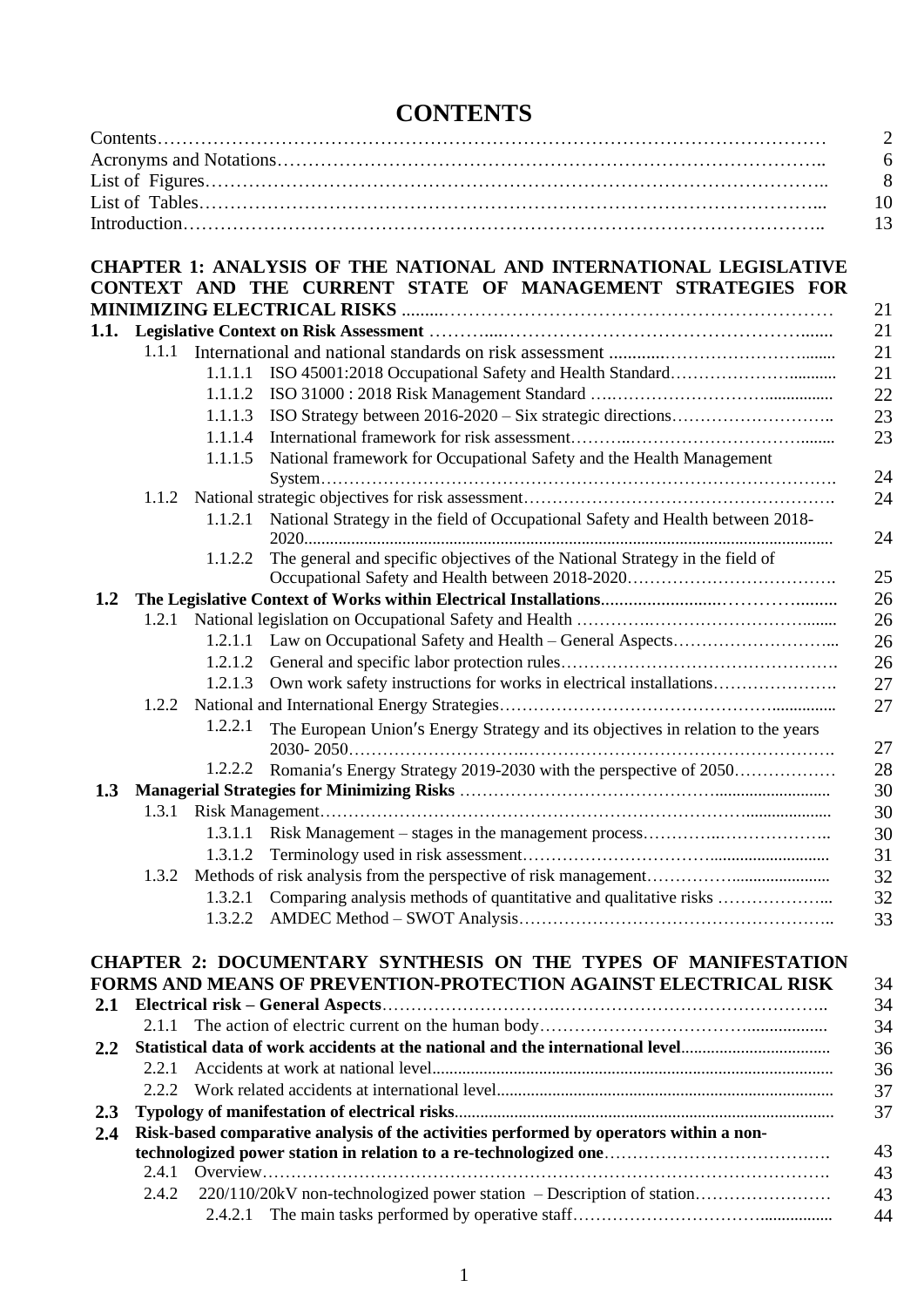# CONTENTS

| | |
|---|---|
| Contents | 2 |
| Acronyms and Notations | 6 |
| List of Figures | 8 |
| List of Tables | 10 |
| Introduction | 13 |

**CHAPTER 1: ANALYSIS OF THE NATIONAL AND INTERNATIONAL LEGISLATIVE CONTEXT AND THE CURRENT STATE OF MANAGEMENT STRATEGIES FOR MINIMIZING ELECTRICAL RISKS** ......... 21

| | | |
|---|---|---|
| **1.1.** | **Legislative Context on Risk Assessment** | 21 |
| 1.1.1 | International and national standards on risk assessment | 21 |
| 1.1.1.1 | ISO 45001:2018 Occupational Safety and Health Standard | 21 |
| 1.1.1.2 | ISO 31000 : 2018 Risk Management Standard | 22 |
| 1.1.1.3 | ISO Strategy between 2016-2020 – Six strategic directions | 23 |
| 1.1.1.4 | International framework for risk assessment | 23 |
| 1.1.1.5 | National framework for Occupational Safety and the Health Management System | 24 |
| 1.1.2 | National strategic objectives for risk assessment | 24 |
| 1.1.2.1 | National Strategy in the field of Occupational Safety and Health between 2018-2020 | 24 |
| 1.1.2.2 | The general and specific objectives of the National Strategy in the field of Occupational Safety and Health between 2018-2020 | 25 |
| **1.2** | **The Legislative Context of Works within Electrical Installations** | 26 |
| 1.2.1 | National legislation on Occupational Safety and Health | 26 |
| 1.2.1.1 | Law on Occupational Safety and Health – General Aspects | 26 |
| 1.2.1.2 | General and specific labor protection rules | 26 |
| 1.2.1.3 | Own work safety instructions for works in electrical installations | 27 |
| 1.2.2 | National and International Energy Strategies | 27 |
| 1.2.2.1 | The European Union′s Energy Strategy and its objectives in relation to the years 2030- 2050 | 27 |
| 1.2.2.2 | Romania′s Energy Strategy 2019-2030 with the perspective of 2050 | 28 |
| **1.3** | **Managerial Strategies for Minimizing Risks** | 30 |
| 1.3.1 | Risk Management | 30 |
| 1.3.1.1 | Risk Management – stages in the management process | 30 |
| 1.3.1.2 | Terminology used in risk assessment | 31 |
| 1.3.2 | Methods of risk analysis from the perspective of risk management | 32 |
| 1.3.2.1 | Comparing analysis methods of quantitative and qualitative risks | 32 |
| 1.3.2.2 | AMDEC Method – SWOT Analysis | 33 |

**CHAPTER 2: DOCUMENTARY SYNTHESIS ON THE TYPES OF MANIFESTATION FORMS AND MEANS OF PREVENTION-PROTECTION AGAINST ELECTRICAL RISK** 34

| | | |
|---|---|---|
| **2.1** | **Electrical risk – General Aspects** | 34 |
| 2.1.1 | The action of electric current on the human body | 34 |
| **2.2** | **Statistical data of work accidents at the national and the international level** | 36 |
| 2.2.1 | Accidents at work at national level | 36 |
| 2.2.2 | Work related accidents at international level | 37 |
| **2.3** | **Typology of manifestation of electrical risks** | 37 |
| **2.4** | **Risk-based comparative analysis of the activities performed by operators within a non-technologized power station in relation to a re-technologized one** | 43 |
| 2.4.1 | Overview | 43 |
| 2.4.2 | 220/110/20kV non-technologized power station – Description of station | 43 |
| 2.4.2.1 | The main tasks performed by operative staff | 44 |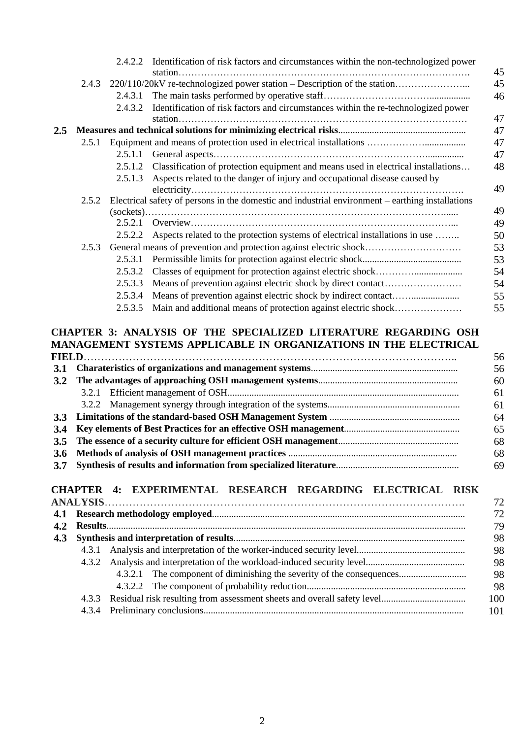| | | | |
|---|---|---|---|
| | | 2.4.2.2 Identification of risk factors and circumstances within the non-technologized power station………………………………………………………………………………. | 45 |
| | 2.4.3 | 220/110/20kV re-technologized power station – Description of the station…………………... | 45 |
| | | 2.4.3.1 The main tasks performed by operative staff…………………………….................. | 46 |
| | | 2.4.3.2 Identification of risk factors and circumstances within the re-technologized power station……………………………………………………………………………… | 47 |
| **2.5** | **Measures and technical solutions for minimizing electrical risks**.................................................... | | 47 |
| | 2.5.1 | Equipment and means of protection used in electrical installations ……………….................. | 47 |
| | | 2.5.1.1 General aspects…………………………………………………………….............. | 47 |
| | | 2.5.1.2 Classification of protection equipment and means used in electrical installations… | 48 |
| | | 2.5.1.3 Aspects related to the danger of injury and occupational disease caused by electricity…………………………………………………………………………. | 49 |
| | 2.5.2 | Electrical safety of persons in the domestic and industrial environment – earthing installations (sockets)……………………………………………………………………………………...... | 49 |
| | | 2.5.2.1 Overview…………………………………………………………………………... | 49 |
| | | 2.5.2.2 Aspects related to the protection systems of electrical installations in use …….. | 50 |
| | 2.5.3 | General means of prevention and protection against electric shock………………………… | 53 |
| | | 2.5.3.1 Permissible limits for protection against electric shock......................................... | 53 |
| | | 2.5.3.2 Classes of equipment for protection against electric shock…………..................... | 54 |
| | | 2.5.3.3 Means of prevention against electric shock by direct contact…………………… | 54 |
| | | 2.5.3.4 Means of prevention against electric shock by indirect contact……..................... | 55 |
| | | 2.5.3.5 Main and additional means of protection against electric shock………………… | 55 |

| | | | |
|---|---|---|---|
| **CHAPTER 3: ANALYSIS OF THE SPECIALIZED LITERATURE REGARDING OSH MANAGEMENT SYSTEMS APPLICABLE IN ORGANIZATIONS IN THE ELECTRICAL FIELD**……………………………………………………………………………………….. | | | 56 |
| **3.1** | **Charateristics of organizations and management systems**............................................................ | | 56 |
| **3.2** | **The advantages of approaching OSH management systems**......................................................... | | 60 |
| | 3.2.1 | Efficient management of OSH.............................................................................................. | 61 |
| | 3.2.2 | Management synergy through integration of the systems...................................................... | 61 |
| **3.3** | **Limitations of the standard-based OSH Management System** ...................................................... | | 64 |
| **3.4** | **Key elements of Best Practices for an effective OSH management**............................................... | | 65 |
| **3.5** | **The essence of a security culture for efficient OSH management**................................................. | | 68 |
| **3.6** | **Methods of analysis of OSH management practices** ...................................................................... | | 68 |
| **3.7** | **Synthesis of results and information from specialized literature**................................................... | | 69 |

| | | | |
|---|---|---|---|
| **CHAPTER 4: EXPERIMENTAL RESEARCH REGARDING ELECTRICAL RISK ANALYSIS**………………………………………………………………………………………. | | | 72 |
| **4.1** | **Research methodology employed**....................................................................................................... | | 72 |
| **4.2** | **Results**.................................................................................................................................................. | | 79 |
| **4.3** | **Synthesis and interpretation of results**.............................................................................................. | | 98 |
| | 4.3.1 | Analysis and interpretation of the worker-induced security level............................................ | 98 |
| | 4.3.2 | Analysis and interpretation of the workload-induced security level........................................ | 98 |
| | | 4.3.2.1 The component of diminishing the severity of the consequences........................... | 98 |
| | | 4.3.2.2 The component of probability reduction................................................................. | 98 |
| | 4.3.3 | Residual risk resulting from assessment sheets and overall safety level.................................. | 100 |
| | 4.3.4 | Preliminary conclusions........................................................................................................... | 101 |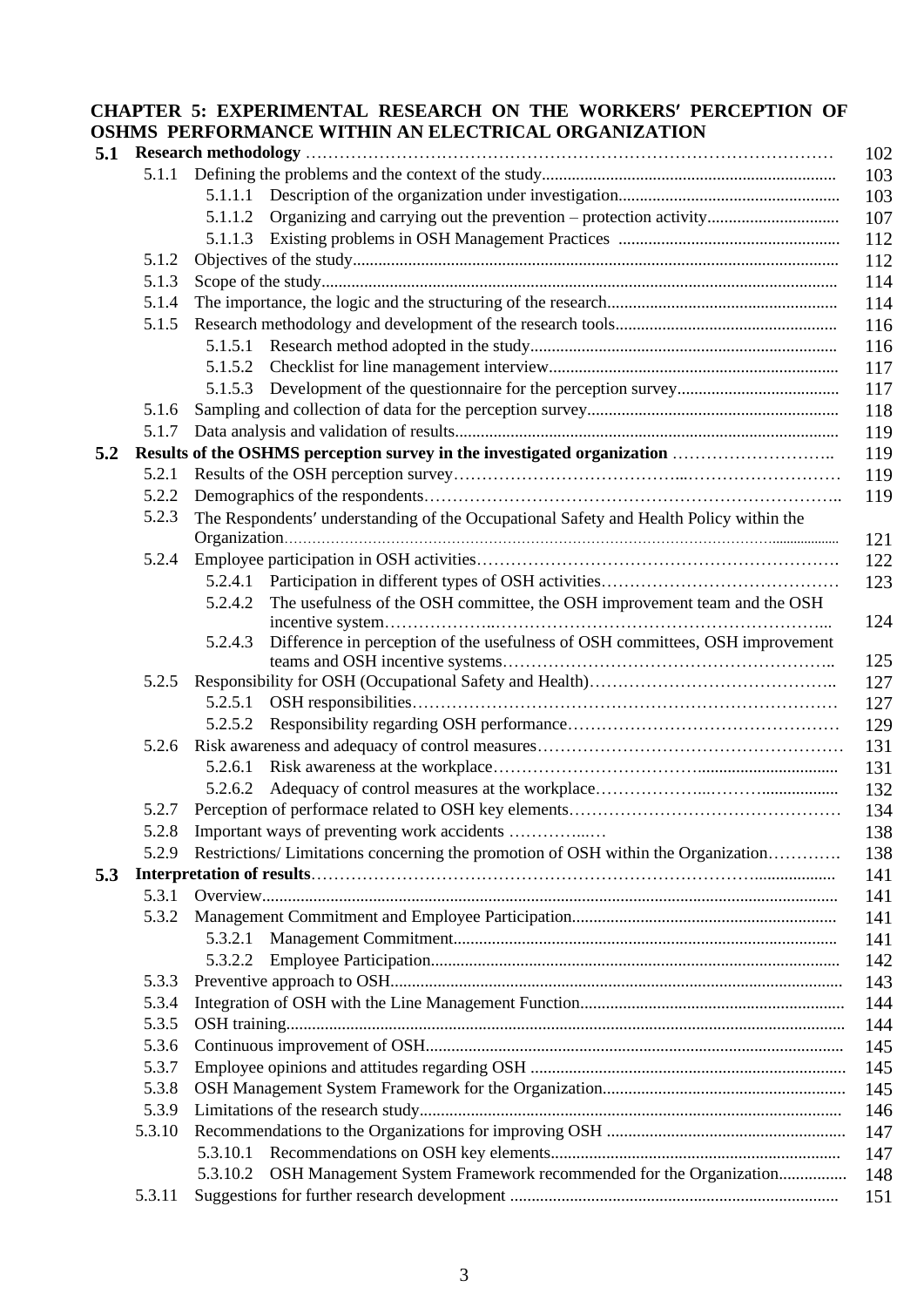**CHAPTER 5: EXPERIMENTAL RESEARCH ON THE WORKERS′ PERCEPTION OF OSHMS PERFORMANCE WITHIN AN ELECTRICAL ORGANIZATION**

| | | | | |
|---|---|---|---|---|
| **5.1** | **Research methodology** | | | 102 |
| | 5.1.1 | Defining the problems and the context of the study | | 103 |
| | | 5.1.1.1 | Description of the organization under investigation | 103 |
| | | 5.1.1.2 | Organizing and carrying out the prevention – protection activity | 107 |
| | | 5.1.1.3 | Existing problems in OSH Management Practices | 112 |
| | 5.1.2 | Objectives of the study | | 112 |
| | 5.1.3 | Scope of the study | | 114 |
| | 5.1.4 | The importance, the logic and the structuring of the research | | 114 |
| | 5.1.5 | Research methodology and development of the research tools | | 116 |
| | | 5.1.5.1 | Research method adopted in the study | 116 |
| | | 5.1.5.2 | Checklist for line management interview | 117 |
| | | 5.1.5.3 | Development of the questionnaire for the perception survey | 117 |
| | 5.1.6 | Sampling and collection of data for the perception survey | | 118 |
| | 5.1.7 | Data analysis and validation of results | | 119 |
| **5.2** | **Results of the OSHMS perception survey in the investigated organization** | | | 119 |
| | 5.2.1 | Results of the OSH perception survey | | 119 |
| | 5.2.2 | Demographics of the respondents | | 119 |
| | 5.2.3 | The Respondents′ understanding of the Occupational Safety and Health Policy within the Organization | | 121 |
| | 5.2.4 | Employee participation in OSH activities | | 122 |
| | | 5.2.4.1 | Participation in different types of OSH activities | 123 |
| | | 5.2.4.2 | The usefulness of the OSH committee, the OSH improvement team and the OSH incentive system | 124 |
| | | 5.2.4.3 | Difference in perception of the usefulness of OSH committees, OSH improvement teams and OSH incentive systems | 125 |
| | 5.2.5 | Responsibility for OSH (Occupational Safety and Health) | | 127 |
| | | 5.2.5.1 | OSH responsibilities | 127 |
| | | 5.2.5.2 | Responsibility regarding OSH performance | 129 |
| | 5.2.6 | Risk awareness and adequacy of control measures | | 131 |
| | | 5.2.6.1 | Risk awareness at the workplace | 131 |
| | | 5.2.6.2 | Adequacy of control measures at the workplace | 132 |
| | 5.2.7 | Perception of performace related to OSH key elements | | 134 |
| | 5.2.8 | Important ways of preventing work accidents | | 138 |
| | 5.2.9 | Restrictions/ Limitations concerning the promotion of OSH within the Organization | | 138 |
| **5.3** | **Interpretation of results** | | | 141 |
| | 5.3.1 | Overview | | 141 |
| | 5.3.2 | Management Commitment and Employee Participation | | 141 |
| | | 5.3.2.1 | Management Commitment | 141 |
| | | 5.3.2.2 | Employee Participation | 142 |
| | 5.3.3 | Preventive approach to OSH | | 143 |
| | 5.3.4 | Integration of OSH with the Line Management Function | | 144 |
| | 5.3.5 | OSH training | | 144 |
| | 5.3.6 | Continuous improvement of OSH | | 145 |
| | 5.3.7 | Employee opinions and attitudes regarding OSH | | 145 |
| | 5.3.8 | OSH Management System Framework for the Organization | | 145 |
| | 5.3.9 | Limitations of the research study | | 146 |
| | 5.3.10 | Recommendations to the Organizations for improving OSH | | 147 |
| | | 5.3.10.1 | Recommendations on OSH key elements | 147 |
| | | 5.3.10.2 | OSH Management System Framework recommended for the Organization | 148 |
| | 5.3.11 | Suggestions for further research development | | 151 |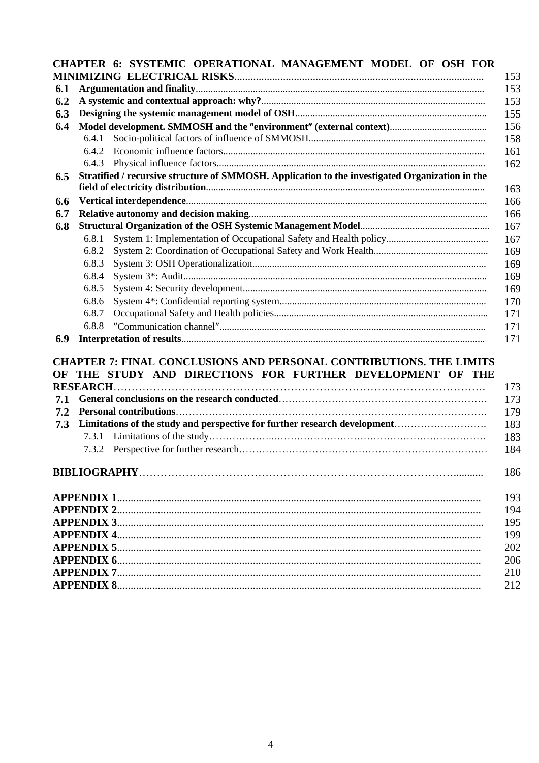**CHAPTER 6: SYSTEMIC OPERATIONAL MANAGEMENT MODEL OF OSH FOR MINIMIZING ELECTRICAL RISKS**........................................................................................ 153

**6.1** **Argumentation and finality**.................................................................................................. 153

**6.2** **A systemic and contextual approach: why?**......................................................................... 153

**6.3** **Designing the systemic management model of OSH**............................................................ 155

**6.4** **Model development. SMMOSH and the ″environment″ (external context)**....................... 156

6.4.1 Socio-political factors of influence of SMMOSH...................................................................... 158

6.4.2 Economic influence factors....................................................................................................... 161

6.4.3 Physical influence factors.......................................................................................................... 162

**6.5** **Stratified / recursive structure of SMMOSH. Application to the investigated Organization in the field of electricity distribution**.............................................................................................. 163

**6.6** **Vertical interdependence**....................................................................................................... 166

**6.7** **Relative autonomy and decision making**.............................................................................. 166

**6.8** **Structural Organization of the OSH Systemic Management Model**................................... 167

6.8.1 System 1: Implementation of Occupational Safety and Health policy......................................... 167

6.8.2 System 2: Coordination of Occupational Safety and Work Health............................................. 169

6.8.3 System 3: OSH Operationalization............................................................................................ 169

6.8.4 System 3*: Audit........................................................................................................................ 169

6.8.5 System 4: Security development................................................................................................ 169

6.8.6 System 4*: Confidential reporting system.................................................................................. 170

6.8.7 Occupational Safety and Health policies.................................................................................... 171

6.8.8 ″Communication channel″......................................................................................................... 171

**6.9** **Interpretation of results**......................................................................................................... 171

**CHAPTER 7: FINAL CONCLUSIONS AND PERSONAL CONTRIBUTIONS. THE LIMITS OF THE STUDY AND DIRECTIONS FOR FURTHER DEVELOPMENT OF THE RESEARCH**………………………………………………………………………………………. 173

**7.1** **General conclusions on the research conducted**……………………………………………………… 173

**7.2** **Personal contributions**…………………………………………………………………………………. 179

**7.3** **Limitations of the study and perspective for further research development**………………………. 183

7.3.1 Limitations of the study………………..…………………………………………………………. 183

7.3.2 Perspective for further research………………………………………………………………… 184

**BIBLIOGRAPHY**………………………………………………………………………………........... 186

**APPENDIX 1**.................................................................................................................................... 193

**APPENDIX 2**.................................................................................................................................... 194

**APPENDIX 3**.................................................................................................................................... 195

**APPENDIX 4**.................................................................................................................................... 199

**APPENDIX 5**.................................................................................................................................... 202

**APPENDIX 6**.................................................................................................................................... 206

**APPENDIX 7**.................................................................................................................................... 210

**APPENDIX 8**.................................................................................................................................... 212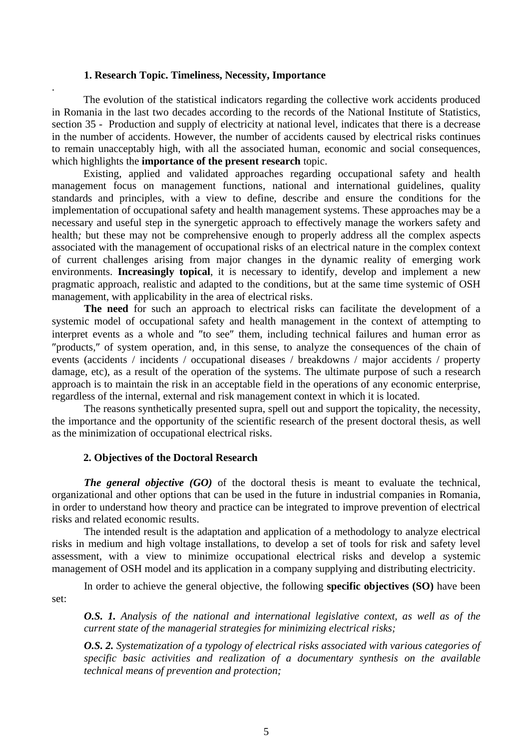## 1. Research Topic. Timeliness, Necessity, Importance

.

The evolution of the statistical indicators regarding the collective work accidents produced in Romania in the last two decades according to the records of the National Institute of Statistics, section 35 - Production and supply of electricity at national level, indicates that there is a decrease in the number of accidents. However, the number of accidents caused by electrical risks continues to remain unacceptably high, with all the associated human, economic and social consequences, which highlights the **importance of the present research** topic.

Existing, applied and validated approaches regarding occupational safety and health management focus on management functions, national and international guidelines, quality standards and principles, with a view to define, describe and ensure the conditions for the implementation of occupational safety and health management systems. These approaches may be a necessary and useful step in the synergetic approach to effectively manage the workers safety and health*;* but these may not be comprehensive enough to properly address all the complex aspects associated with the management of occupational risks of an electrical nature in the complex context of current challenges arising from major changes in the dynamic reality of emerging work environments. **Increasingly topical**, it is necessary to identify, develop and implement a new pragmatic approach, realistic and adapted to the conditions, but at the same time systemic of OSH management, with applicability in the area of electrical risks.

**The need** for such an approach to electrical risks can facilitate the development of a systemic model of occupational safety and health management in the context of attempting to interpret events as a whole and ″to see″ them, including technical failures and human error as ″products,″ of system operation, and, in this sense, to analyze the consequences of the chain of events (accidents / incidents / occupational diseases / breakdowns / major accidents / property damage, etc), as a result of the operation of the systems. The ultimate purpose of such a research approach is to maintain the risk in an acceptable field in the operations of any economic enterprise, regardless of the internal, external and risk management context in which it is located.

The reasons synthetically presented supra, spell out and support the topicality, the necessity, the importance and the opportunity of the scientific research of the present doctoral thesis, as well as the minimization of occupational electrical risks.

## 2. Objectives of the Doctoral Research

***The general objective (GO)*** of the doctoral thesis is meant to evaluate the technical, organizational and other options that can be used in the future in industrial companies in Romania, in order to understand how theory and practice can be integrated to improve prevention of electrical risks and related economic results.

The intended result is the adaptation and application of a methodology to analyze electrical risks in medium and high voltage installations, to develop a set of tools for risk and safety level assessment, with a view to minimize occupational electrical risks and develop a systemic management of OSH model and its application in a company supplying and distributing electricity.

In order to achieve the general objective, the following **specific objectives (SO)** have been set:

***O.S. 1.*** *Analysis of the national and international legislative context, as well as of the current state of the managerial strategies for minimizing electrical risks;*

***O.S. 2.*** *Systematization of a typology of electrical risks associated with various categories of specific basic activities and realization of a documentary synthesis on the available technical means of prevention and protection;*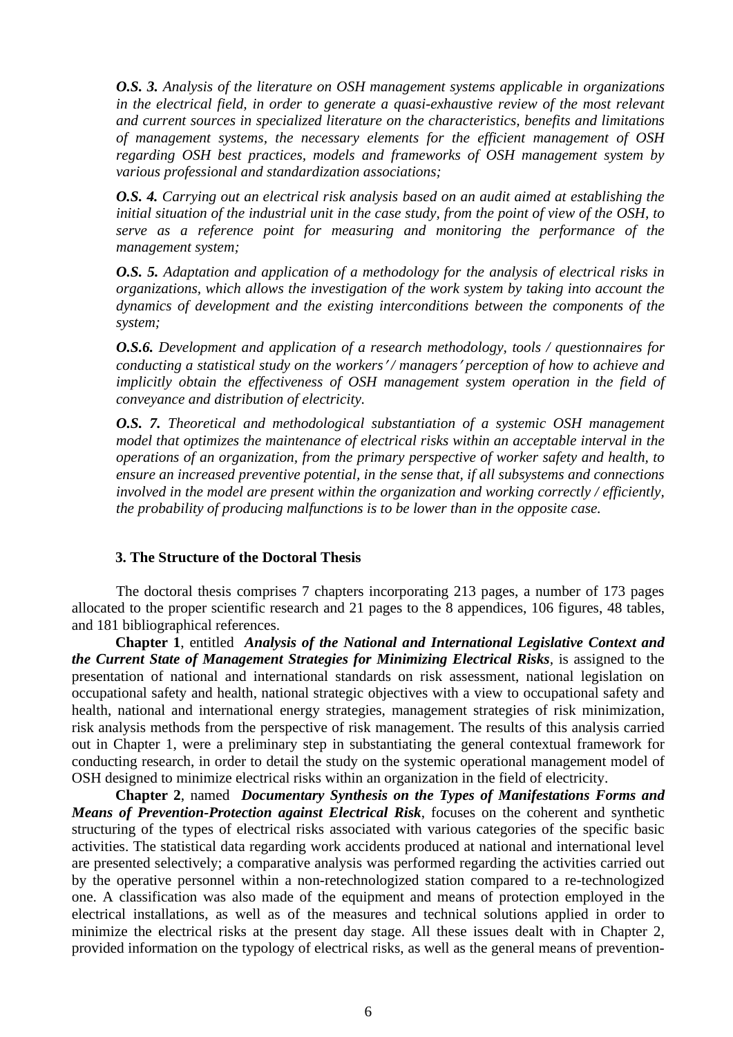***O.S. 3.*** *Analysis of the literature on OSH management systems applicable in organizations in the electrical field, in order to generate a quasi-exhaustive review of the most relevant and current sources in specialized literature on the characteristics, benefits and limitations of management systems, the necessary elements for the efficient management of OSH regarding OSH best practices, models and frameworks of OSH management system by various professional and standardization associations;*

***O.S. 4.*** *Carrying out an electrical risk analysis based on an audit aimed at establishing the initial situation of the industrial unit in the case study, from the point of view of the OSH, to serve as a reference point for measuring and monitoring the performance of the management system;*

***O.S. 5.*** *Adaptation and application of a methodology for the analysis of electrical risks in organizations, which allows the investigation of the work system by taking into account the dynamics of development and the existing interconditions between the components of the system;*

***O.S.6.*** *Development and application of a research methodology, tools / questionnaires for conducting a statistical study on the workers' / managers' perception of how to achieve and implicitly obtain the effectiveness of OSH management system operation in the field of conveyance and distribution of electricity.*

***O.S. 7.*** *Theoretical and methodological substantiation of a systemic OSH management model that optimizes the maintenance of electrical risks within an acceptable interval in the operations of an organization, from the primary perspective of worker safety and health, to ensure an increased preventive potential, in the sense that, if all subsystems and connections involved in the model are present within the organization and working correctly / efficiently, the probability of producing malfunctions is to be lower than in the opposite case.*

### 3. The Structure of the Doctoral Thesis

The doctoral thesis comprises 7 chapters incorporating 213 pages, a number of 173 pages allocated to the proper scientific research and 21 pages to the 8 appendices, 106 figures, 48 tables, and 181 bibliographical references.

**Chapter 1**, entitled ***Analysis of the National and International Legislative Context and the Current State of Management Strategies for Minimizing Electrical Risks***, is assigned to the presentation of national and international standards on risk assessment, national legislation on occupational safety and health, national strategic objectives with a view to occupational safety and health, national and international energy strategies, management strategies of risk minimization, risk analysis methods from the perspective of risk management. The results of this analysis carried out in Chapter 1, were a preliminary step in substantiating the general contextual framework for conducting research, in order to detail the study on the systemic operational management model of OSH designed to minimize electrical risks within an organization in the field of electricity.

**Chapter 2**, named ***Documentary Synthesis on the Types of Manifestations Forms and Means of Prevention-Protection against Electrical Risk***, focuses on the coherent and synthetic structuring of the types of electrical risks associated with various categories of the specific basic activities. The statistical data regarding work accidents produced at national and international level are presented selectively; a comparative analysis was performed regarding the activities carried out by the operative personnel within a non-retechnologized station compared to a re-technologized one. A classification was also made of the equipment and means of protection employed in the electrical installations, as well as of the measures and technical solutions applied in order to minimize the electrical risks at the present day stage. All these issues dealt with in Chapter 2, provided information on the typology of electrical risks, as well as the general means of prevention-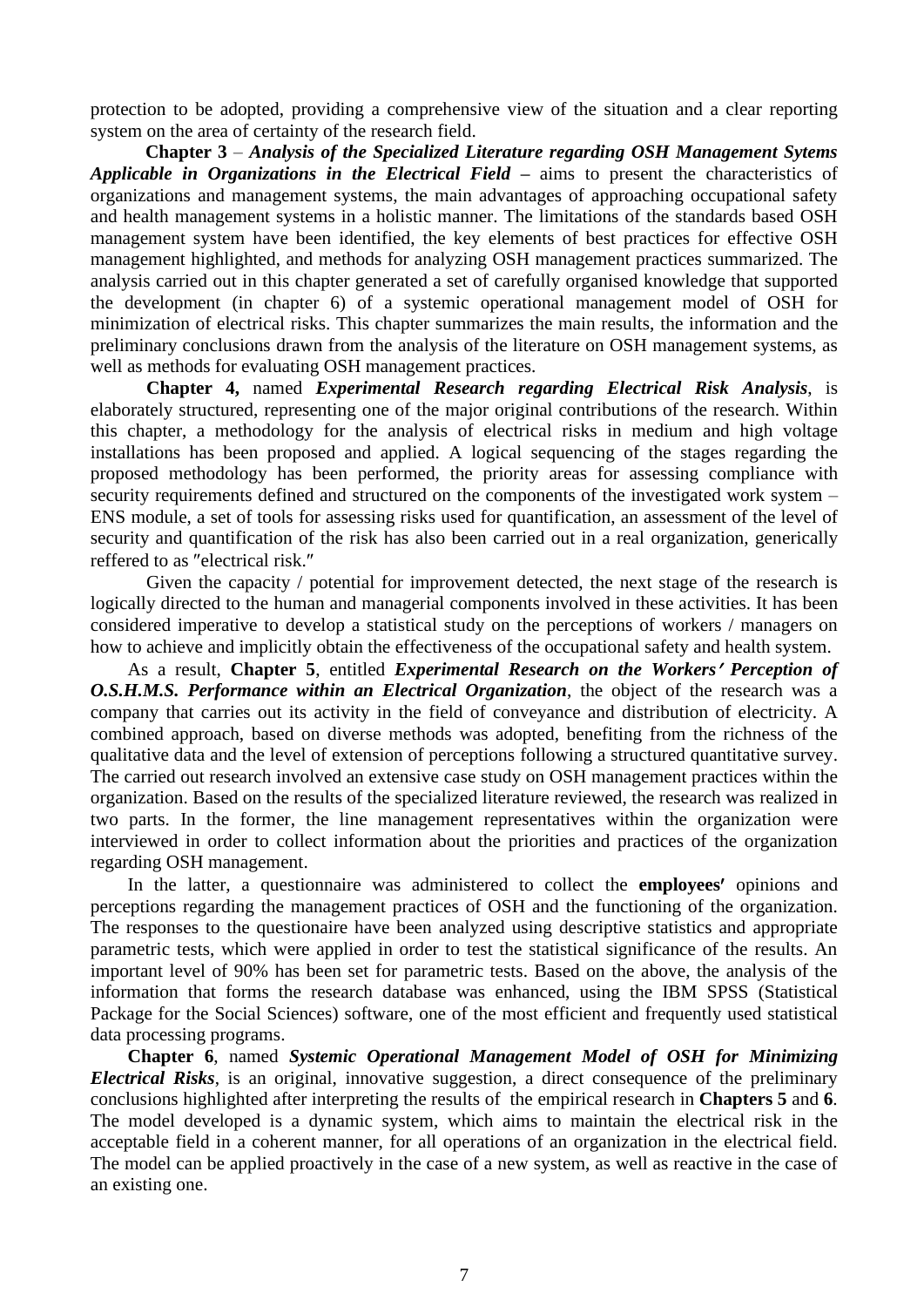protection to be adopted, providing a comprehensive view of the situation and a clear reporting system on the area of certainty of the research field.

**Chapter 3** – ***Analysis of the Specialized Literature regarding OSH Management Sytems Applicable in Organizations in the Electrical Field*** **–** aims to present the characteristics of organizations and management systems, the main advantages of approaching occupational safety and health management systems in a holistic manner. The limitations of the standards based OSH management system have been identified, the key elements of best practices for effective OSH management highlighted, and methods for analyzing OSH management practices summarized. The analysis carried out in this chapter generated a set of carefully organised knowledge that supported the development (in chapter 6) of a systemic operational management model of OSH for minimization of electrical risks. This chapter summarizes the main results, the information and the preliminary conclusions drawn from the analysis of the literature on OSH management systems, as well as methods for evaluating OSH management practices.

**Chapter 4,** named ***Experimental Research regarding Electrical Risk Analysis***, is elaborately structured, representing one of the major original contributions of the research. Within this chapter, a methodology for the analysis of electrical risks in medium and high voltage installations has been proposed and applied. A logical sequencing of the stages regarding the proposed methodology has been performed, the priority areas for assessing compliance with security requirements defined and structured on the components of the investigated work system – ENS module, a set of tools for assessing risks used for quantification, an assessment of the level of security and quantification of the risk has also been carried out in a real organization, generically reffered to as ″electrical risk.″

Given the capacity / potential for improvement detected, the next stage of the research is logically directed to the human and managerial components involved in these activities. It has been considered imperative to develop a statistical study on the perceptions of workers / managers on how to achieve and implicitly obtain the effectiveness of the occupational safety and health system.

As a result, **Chapter 5**, entitled ***Experimental Research on the Workers′ Perception of O.S.H.M.S. Performance within an Electrical Organization***, the object of the research was a company that carries out its activity in the field of conveyance and distribution of electricity. A combined approach, based on diverse methods was adopted, benefiting from the richness of the qualitative data and the level of extension of perceptions following a structured quantitative survey. The carried out research involved an extensive case study on OSH management practices within the organization. Based on the results of the specialized literature reviewed, the research was realized in two parts. In the former, the line management representatives within the organization were interviewed in order to collect information about the priorities and practices of the organization regarding OSH management.

In the latter, a questionnaire was administered to collect the **employees′** opinions and perceptions regarding the management practices of OSH and the functioning of the organization. The responses to the questionaire have been analyzed using descriptive statistics and appropriate parametric tests, which were applied in order to test the statistical significance of the results. An important level of 90% has been set for parametric tests. Based on the above, the analysis of the information that forms the research database was enhanced, using the IBM SPSS (Statistical Package for the Social Sciences) software, one of the most efficient and frequently used statistical data processing programs.

**Chapter 6**, named ***Systemic Operational Management Model of OSH for Minimizing Electrical Risks***, is an original, innovative suggestion, a direct consequence of the preliminary conclusions highlighted after interpreting the results of the empirical research in **Chapters 5** and **6**. The model developed is a dynamic system, which aims to maintain the electrical risk in the acceptable field in a coherent manner, for all operations of an organization in the electrical field. The model can be applied proactively in the case of a new system, as well as reactive in the case of an existing one.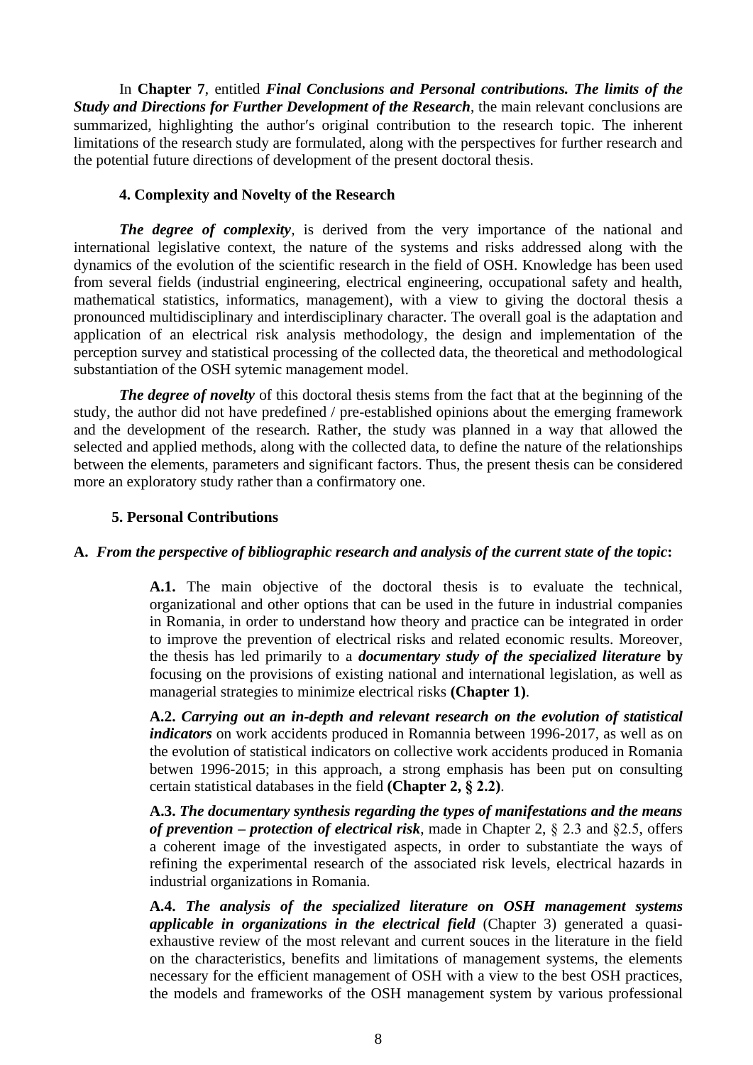In **Chapter 7**, entitled ***Final Conclusions and Personal contributions. The limits of the Study and Directions for Further Development of the Research***, the main relevant conclusions are summarized, highlighting the author's original contribution to the research topic. The inherent limitations of the research study are formulated, along with the perspectives for further research and the potential future directions of development of the present doctoral thesis.

### 4. Complexity and Novelty of the Research

***The degree of complexity***, is derived from the very importance of the national and international legislative context, the nature of the systems and risks addressed along with the dynamics of the evolution of the scientific research in the field of OSH. Knowledge has been used from several fields (industrial engineering, electrical engineering, occupational safety and health, mathematical statistics, informatics, management), with a view to giving the doctoral thesis a pronounced multidisciplinary and interdisciplinary character. The overall goal is the adaptation and application of an electrical risk analysis methodology, the design and implementation of the perception survey and statistical processing of the collected data, the theoretical and methodological substantiation of the OSH sytemic management model.

***The degree of novelty*** of this doctoral thesis stems from the fact that at the beginning of the study, the author did not have predefined / pre-established opinions about the emerging framework and the development of the research. Rather, the study was planned in a way that allowed the selected and applied methods, along with the collected data, to define the nature of the relationships between the elements, parameters and significant factors. Thus, the present thesis can be considered more an exploratory study rather than a confirmatory one.

### 5. Personal Contributions

**A.** ***From the perspective of bibliographic research and analysis of the current state of the topic*:**

**A.1.** The main objective of the doctoral thesis is to evaluate the technical, organizational and other options that can be used in the future in industrial companies in Romania, in order to understand how theory and practice can be integrated in order to improve the prevention of electrical risks and related economic results. Moreover, the thesis has led primarily to a ***documentary study of the specialized literature*** **by** focusing on the provisions of existing national and international legislation, as well as managerial strategies to minimize electrical risks **(Chapter 1)**.

**A.2.** ***Carrying out an in-depth and relevant research on the evolution of statistical indicators*** on work accidents produced in Romannia between 1996-2017, as well as on the evolution of statistical indicators on collective work accidents produced in Romania betwen 1996-2015; in this approach, a strong emphasis has been put on consulting certain statistical databases in the field **(Chapter 2, § 2.2)**.

**A.3.** ***The documentary synthesis regarding the types of manifestations and the means of prevention – protection of electrical risk***, made in Chapter 2, § 2.3 and §2.5, offers a coherent image of the investigated aspects, in order to substantiate the ways of refining the experimental research of the associated risk levels, electrical hazards in industrial organizations in Romania.

**A.4.** ***The analysis of the specialized literature on OSH management systems applicable in organizations in the electrical field*** (Chapter 3) generated a quasi-exhaustive review of the most relevant and current souces in the literature in the field on the characteristics, benefits and limitations of management systems, the elements necessary for the efficient management of OSH with a view to the best OSH practices, the models and frameworks of the OSH management system by various professional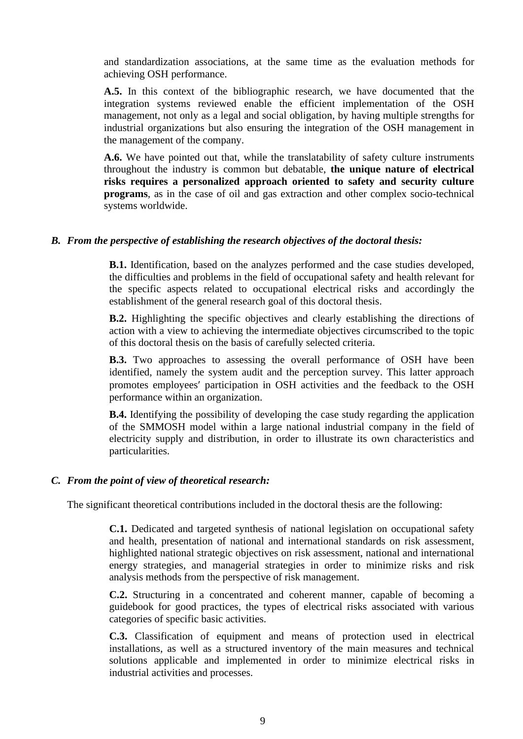and standardization associations, at the same time as the evaluation methods for achieving OSH performance.

**A.5.** In this context of the bibliographic research, we have documented that the integration systems reviewed enable the efficient implementation of the OSH management, not only as a legal and social obligation, by having multiple strengths for industrial organizations but also ensuring the integration of the OSH management in the management of the company.

**A.6.** We have pointed out that, while the translatability of safety culture instruments throughout the industry is common but debatable, **the unique nature of electrical risks requires a personalized approach oriented to safety and security culture programs**, as in the case of oil and gas extraction and other complex socio-technical systems worldwide.

### *B. From the perspective of establishing the research objectives of the doctoral thesis:*

**B.1.** Identification, based on the analyzes performed and the case studies developed, the difficulties and problems in the field of occupational safety and health relevant for the specific aspects related to occupational electrical risks and accordingly the establishment of the general research goal of this doctoral thesis.

**B.2.** Highlighting the specific objectives and clearly establishing the directions of action with a view to achieving the intermediate objectives circumscribed to the topic of this doctoral thesis on the basis of carefully selected criteria.

**B.3.** Two approaches to assessing the overall performance of OSH have been identified, namely the system audit and the perception survey. This latter approach promotes employees′ participation in OSH activities and the feedback to the OSH performance within an organization.

**B.4.** Identifying the possibility of developing the case study regarding the application of the SMMOSH model within a large national industrial company in the field of electricity supply and distribution, in order to illustrate its own characteristics and particularities.

### *C. From the point of view of theoretical research:*

The significant theoretical contributions included in the doctoral thesis are the following:

**C.1.** Dedicated and targeted synthesis of national legislation on occupational safety and health, presentation of national and international standards on risk assessment, highlighted national strategic objectives on risk assessment, national and international energy strategies, and managerial strategies in order to minimize risks and risk analysis methods from the perspective of risk management.

**C.2.** Structuring in a concentrated and coherent manner, capable of becoming a guidebook for good practices, the types of electrical risks associated with various categories of specific basic activities.

**C.3.** Classification of equipment and means of protection used in electrical installations, as well as a structured inventory of the main measures and technical solutions applicable and implemented in order to minimize electrical risks in industrial activities and processes.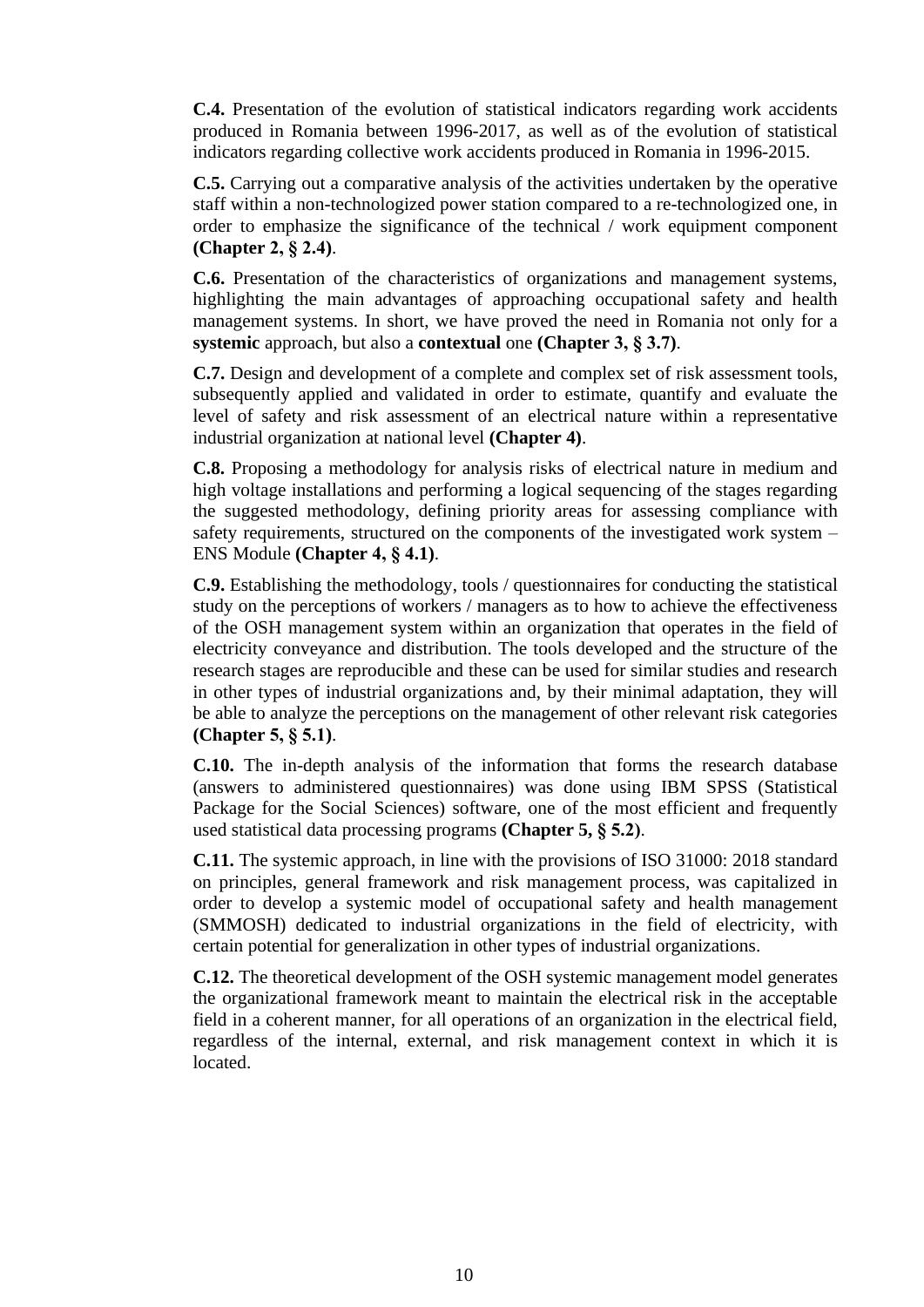**C.4.** Presentation of the evolution of statistical indicators regarding work accidents produced in Romania between 1996-2017, as well as of the evolution of statistical indicators regarding collective work accidents produced in Romania in 1996-2015.

**C.5.** Carrying out a comparative analysis of the activities undertaken by the operative staff within a non-technologized power station compared to a re-technologized one, in order to emphasize the significance of the technical / work equipment component **(Chapter 2, § 2.4)**.

**C.6.** Presentation of the characteristics of organizations and management systems, highlighting the main advantages of approaching occupational safety and health management systems. In short, we have proved the need in Romania not only for a **systemic** approach, but also a **contextual** one **(Chapter 3, § 3.7)**.

**C.7.** Design and development of a complete and complex set of risk assessment tools, subsequently applied and validated in order to estimate, quantify and evaluate the level of safety and risk assessment of an electrical nature within a representative industrial organization at national level **(Chapter 4)**.

**C.8.** Proposing a methodology for analysis risks of electrical nature in medium and high voltage installations and performing a logical sequencing of the stages regarding the suggested methodology, defining priority areas for assessing compliance with safety requirements, structured on the components of the investigated work system – ENS Module **(Chapter 4, § 4.1)**.

**C.9.** Establishing the methodology, tools / questionnaires for conducting the statistical study on the perceptions of workers / managers as to how to achieve the effectiveness of the OSH management system within an organization that operates in the field of electricity conveyance and distribution. The tools developed and the structure of the research stages are reproducible and these can be used for similar studies and research in other types of industrial organizations and, by their minimal adaptation, they will be able to analyze the perceptions on the management of other relevant risk categories **(Chapter 5, § 5.1)**.

**C.10.** The in-depth analysis of the information that forms the research database (answers to administered questionnaires) was done using IBM SPSS (Statistical Package for the Social Sciences) software, one of the most efficient and frequently used statistical data processing programs **(Chapter 5, § 5.2)**.

**C.11.** The systemic approach, in line with the provisions of ISO 31000: 2018 standard on principles, general framework and risk management process, was capitalized in order to develop a systemic model of occupational safety and health management (SMMOSH) dedicated to industrial organizations in the field of electricity, with certain potential for generalization in other types of industrial organizations.

**C.12.** The theoretical development of the OSH systemic management model generates the organizational framework meant to maintain the electrical risk in the acceptable field in a coherent manner, for all operations of an organization in the electrical field, regardless of the internal, external, and risk management context in which it is located.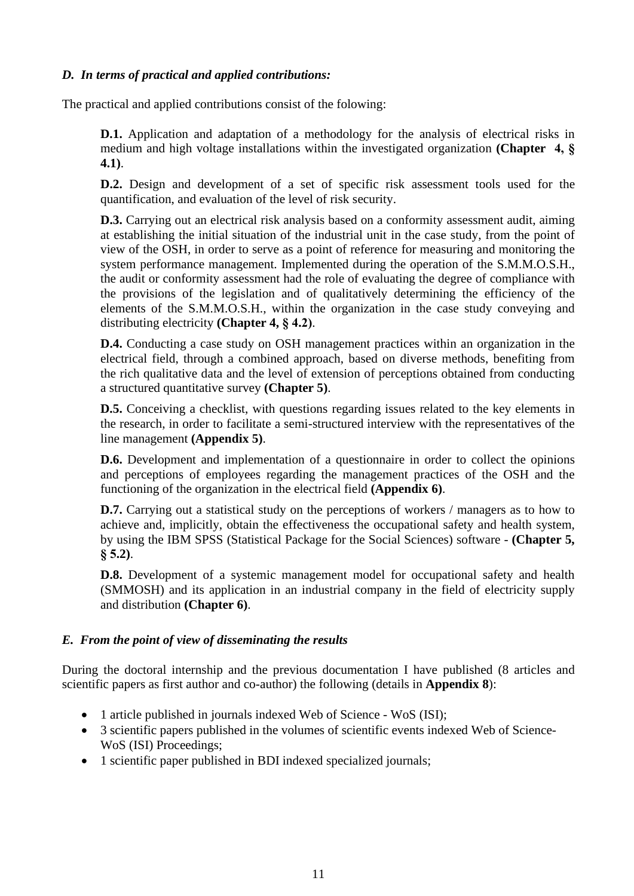### *D. In terms of practical and applied contributions:*

The practical and applied contributions consist of the folowing:

**D.1.** Application and adaptation of a methodology for the analysis of electrical risks in medium and high voltage installations within the investigated organization **(Chapter 4, § 4.1)**.

**D.2.** Design and development of a set of specific risk assessment tools used for the quantification, and evaluation of the level of risk security.

**D.3.** Carrying out an electrical risk analysis based on a conformity assessment audit, aiming at establishing the initial situation of the industrial unit in the case study, from the point of view of the OSH, in order to serve as a point of reference for measuring and monitoring the system performance management. Implemented during the operation of the S.M.M.O.S.H., the audit or conformity assessment had the role of evaluating the degree of compliance with the provisions of the legislation and of qualitatively determining the efficiency of the elements of the S.M.M.O.S.H., within the organization in the case study conveying and distributing electricity **(Chapter 4, § 4.2)**.

**D.4.** Conducting a case study on OSH management practices within an organization in the electrical field, through a combined approach, based on diverse methods, benefiting from the rich qualitative data and the level of extension of perceptions obtained from conducting a structured quantitative survey **(Chapter 5)**.

**D.5.** Conceiving a checklist, with questions regarding issues related to the key elements in the research, in order to facilitate a semi-structured interview with the representatives of the line management **(Appendix 5)**.

**D.6.** Development and implementation of a questionnaire in order to collect the opinions and perceptions of employees regarding the management practices of the OSH and the functioning of the organization in the electrical field **(Appendix 6)**.

**D.7.** Carrying out a statistical study on the perceptions of workers / managers as to how to achieve and, implicitly, obtain the effectiveness the occupational safety and health system, by using the IBM SPSS (Statistical Package for the Social Sciences) software - **(Chapter 5, § 5.2)**.

**D.8.** Development of a systemic management model for occupational safety and health (SMMOSH) and its application in an industrial company in the field of electricity supply and distribution **(Chapter 6)**.

### *E. From the point of view of disseminating the results*

During the doctoral internship and the previous documentation I have published (8 articles and scientific papers as first author and co-author) the following (details in **Appendix 8**):

- 1 article published in journals indexed Web of Science - WoS (ISI);
- 3 scientific papers published in the volumes of scientific events indexed Web of Science-WoS (ISI) Proceedings;
- 1 scientific paper published in BDI indexed specialized journals;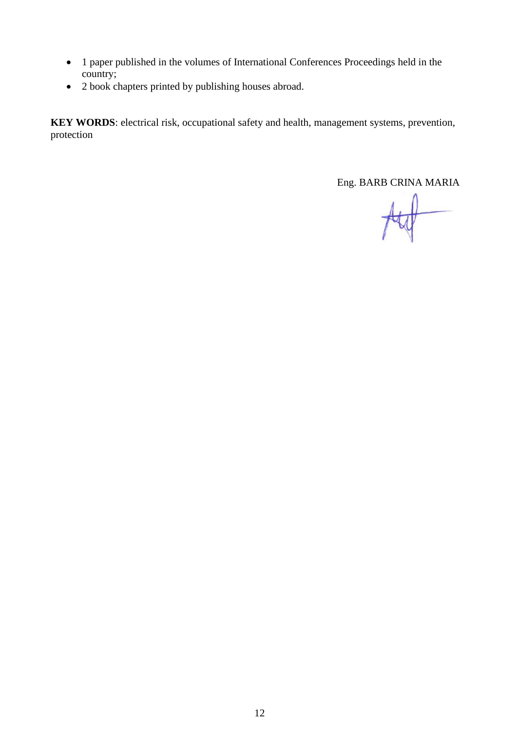- 1 paper published in the volumes of International Conferences Proceedings held in the country;
- 2 book chapters printed by publishing houses abroad.

**KEY WORDS**: electrical risk, occupational safety and health, management systems, prevention, protection

Eng. BARB CRINA MARIA